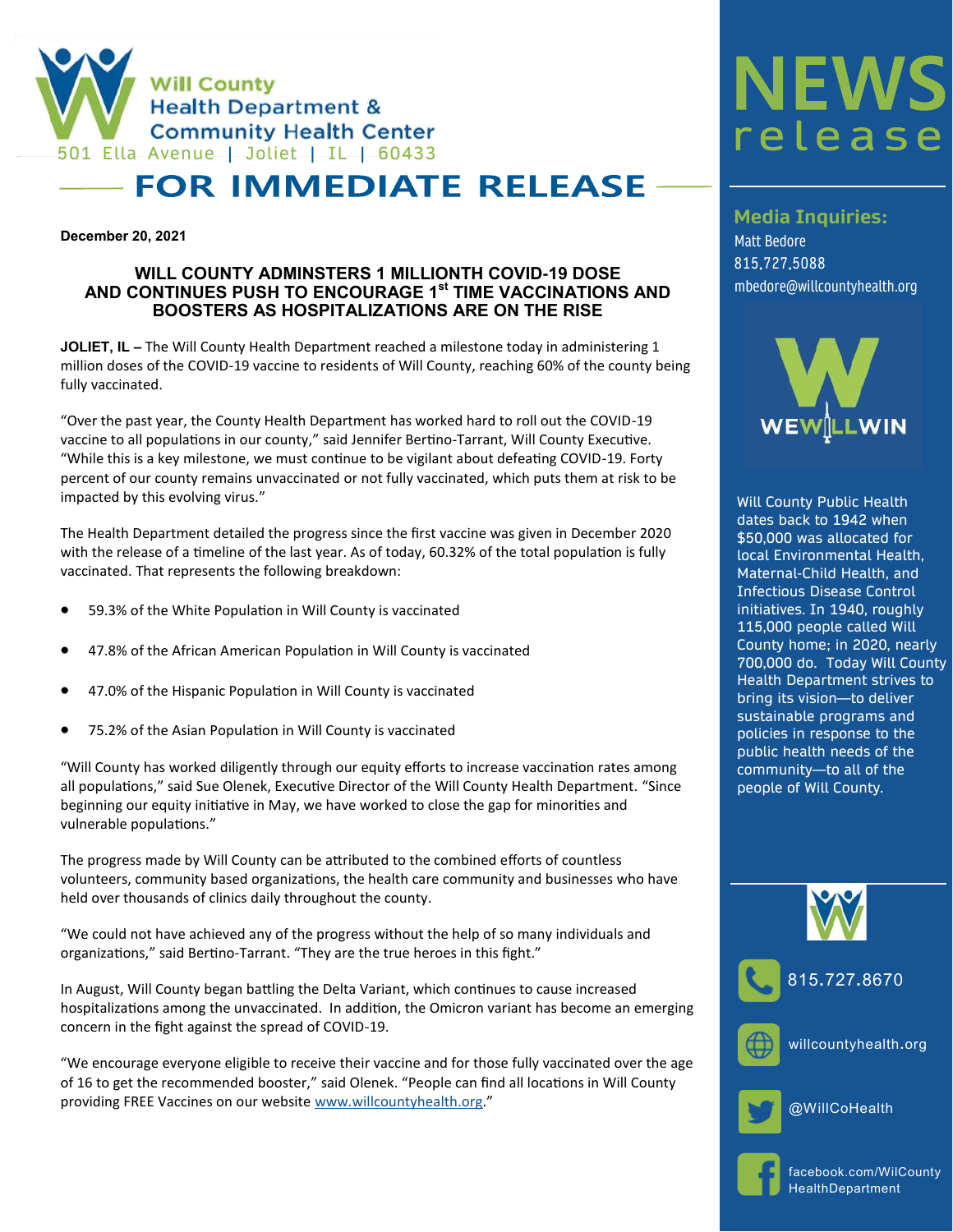Will County Health Department & Community Health Center
501 Ella Avenue | Joliet | IL | 60433

# FOR IMMEDIATE RELEASE

**December 20, 2021**

## WILL COUNTY ADMINSTERS 1 MILLIONTH COVID-19 DOSE AND CONTINUES PUSH TO ENCOURAGE 1st TIME VACCINATIONS AND BOOSTERS AS HOSPITALIZATIONS ARE ON THE RISE

**JOLIET, IL –** The Will County Health Department reached a milestone today in administering 1 million doses of the COVID-19 vaccine to residents of Will County, reaching 60% of the county being fully vaccinated.

"Over the past year, the County Health Department has worked hard to roll out the COVID-19 vaccine to all populations in our county," said Jennifer Bertino-Tarrant, Will County Executive. "While this is a key milestone, we must continue to be vigilant about defeating COVID-19. Forty percent of our county remains unvaccinated or not fully vaccinated, which puts them at risk to be impacted by this evolving virus."

The Health Department detailed the progress since the first vaccine was given in December 2020 with the release of a timeline of the last year. As of today, 60.32% of the total population is fully vaccinated. That represents the following breakdown:

- 59.3% of the White Population in Will County is vaccinated
- 47.8% of the African American Population in Will County is vaccinated
- 47.0% of the Hispanic Population in Will County is vaccinated
- 75.2% of the Asian Population in Will County is vaccinated

"Will County has worked diligently through our equity efforts to increase vaccination rates among all populations," said Sue Olenek, Executive Director of the Will County Health Department. "Since beginning our equity initiative in May, we have worked to close the gap for minorities and vulnerable populations."

The progress made by Will County can be attributed to the combined efforts of countless volunteers, community based organizations, the health care community and businesses who have held over thousands of clinics daily throughout the county.

"We could not have achieved any of the progress without the help of so many individuals and organizations," said Bertino-Tarrant. "They are the true heroes in this fight."

In August, Will County began battling the Delta Variant, which continues to cause increased hospitalizations among the unvaccinated. In addition, the Omicron variant has become an emerging concern in the fight against the spread of COVID-19.

"We encourage everyone eligible to receive their vaccine and for those fully vaccinated over the age of 16 to get the recommended booster," said Olenek. "People can find all locations in Will County providing FREE Vaccines on our website www.willcountyhealth.org."

---

# NEWS release

### Media Inquiries:

Matt Bedore
815.727.5088
mbedore@willcountyhealth.org

WE WILL WIN

Will County Public Health dates back to 1942 when $50,000 was allocated for local Environmental Health, Maternal-Child Health, and Infectious Disease Control initiatives. In 1940, roughly 115,000 people called Will County home; in 2020, nearly 700,000 do. Today Will County Health Department strives to bring its vision—to deliver sustainable programs and policies in response to the public health needs of the community—to all of the people of Will County.

815.727.8670

willcountyhealth.org

@WillCoHealth

facebook.com/WilCountyHealthDepartment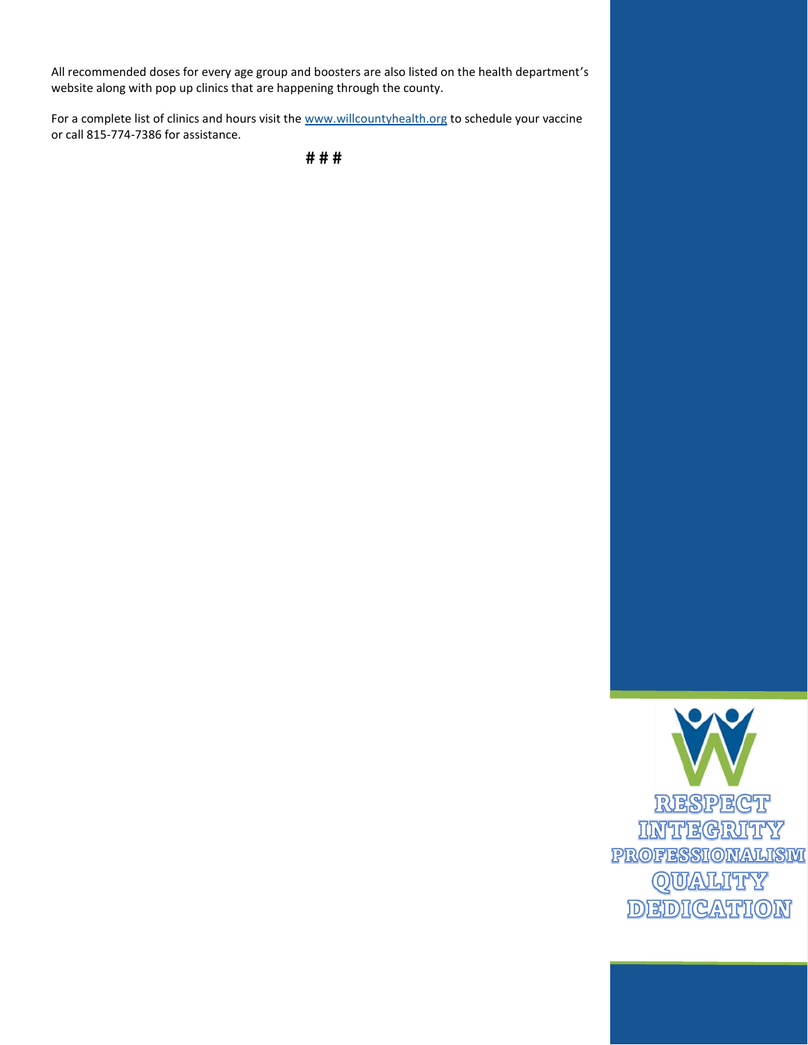All recommended doses for every age group and boosters are also listed on the health department's website along with pop up clinics that are happening through the county.

For a complete list of clinics and hours visit the www.willcountyhealth.org to schedule your vaccine or call 815-774-7386 for assistance.

**# # #**

RESPECT
INTEGRITY
PROFESSIONALISM
QUALITY
DEDICATION